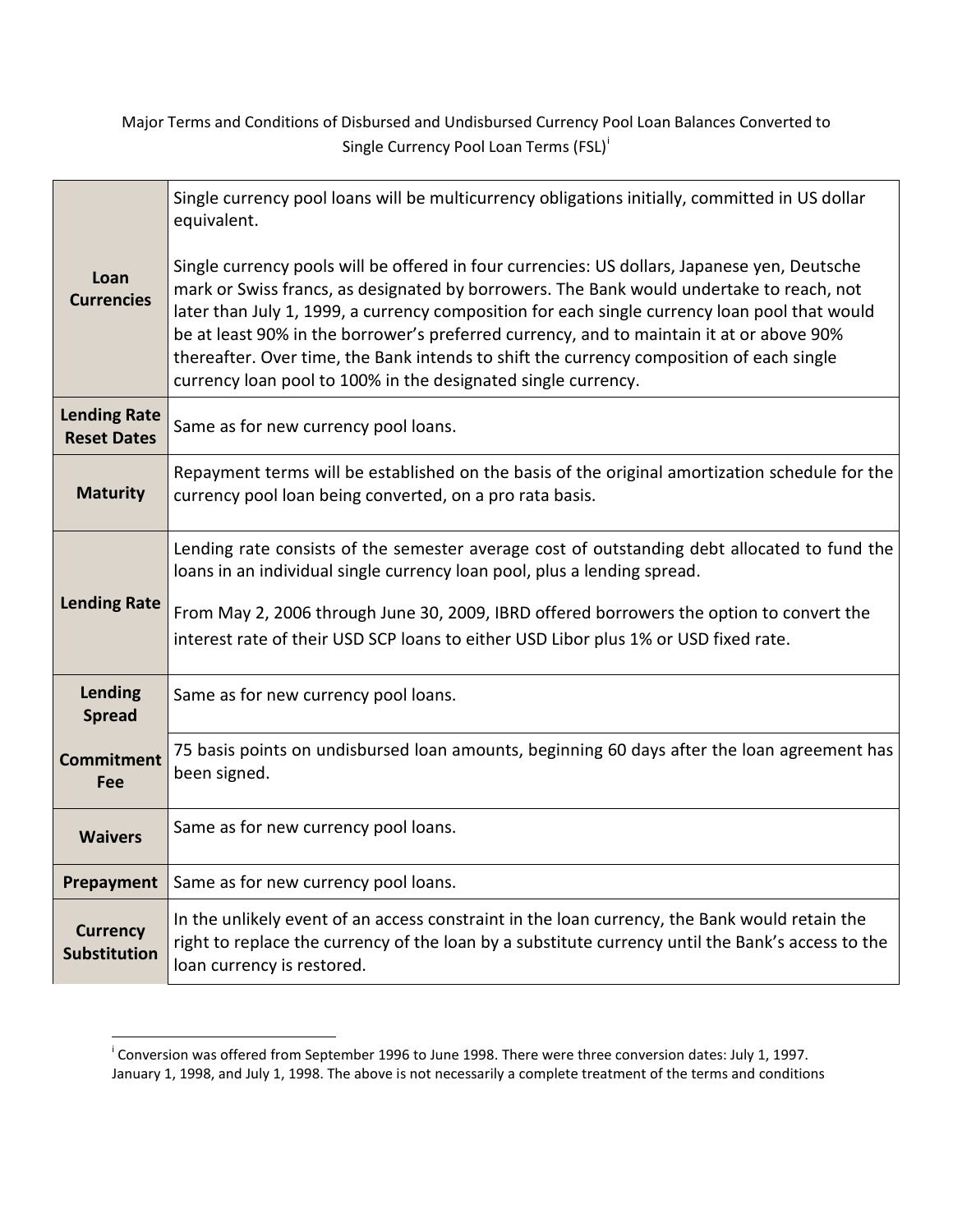Major Terms and Conditions of Disbursed and Undisbursed Currency Pool Loan Balances Converted to Single Currency Pool Loan Terms (FSL)[i]

| | |
|---|---|
| **Loan Currencies** | Single currency pool loans will be multicurrency obligations initially, committed in US dollar equivalent.<br><br>Single currency pools will be offered in four currencies: US dollars, Japanese yen, Deutsche mark or Swiss francs, as designated by borrowers. The Bank would undertake to reach, not later than July 1, 1999, a currency composition for each single currency loan pool that would be at least 90% in the borrower's preferred currency, and to maintain it at or above 90% thereafter. Over time, the Bank intends to shift the currency composition of each single currency loan pool to 100% in the designated single currency. |
| **Lending Rate Reset Dates** | Same as for new currency pool loans. |
| **Maturity** | Repayment terms will be established on the basis of the original amortization schedule for the currency pool loan being converted, on a pro rata basis. |
| **Lending Rate** | Lending rate consists of the semester average cost of outstanding debt allocated to fund the loans in an individual single currency loan pool, plus a lending spread.<br><br>From May 2, 2006 through June 30, 2009, IBRD offered borrowers the option to convert the interest rate of their USD SCP loans to either USD Libor plus 1% or USD fixed rate. |
| **Lending Spread** | Same as for new currency pool loans. |
| **Commitment Fee** | 75 basis points on undisbursed loan amounts, beginning 60 days after the loan agreement has been signed. |
| **Waivers** | Same as for new currency pool loans. |
| **Prepayment** | Same as for new currency pool loans. |
| **Currency Substitution** | In the unlikely event of an access constraint in the loan currency, the Bank would retain the right to replace the currency of the loan by a substitute currency until the Bank's access to the loan currency is restored. |

[i] Conversion was offered from September 1996 to June 1998. There were three conversion dates: July 1, 1997. January 1, 1998, and July 1, 1998. The above is not necessarily a complete treatment of the terms and conditions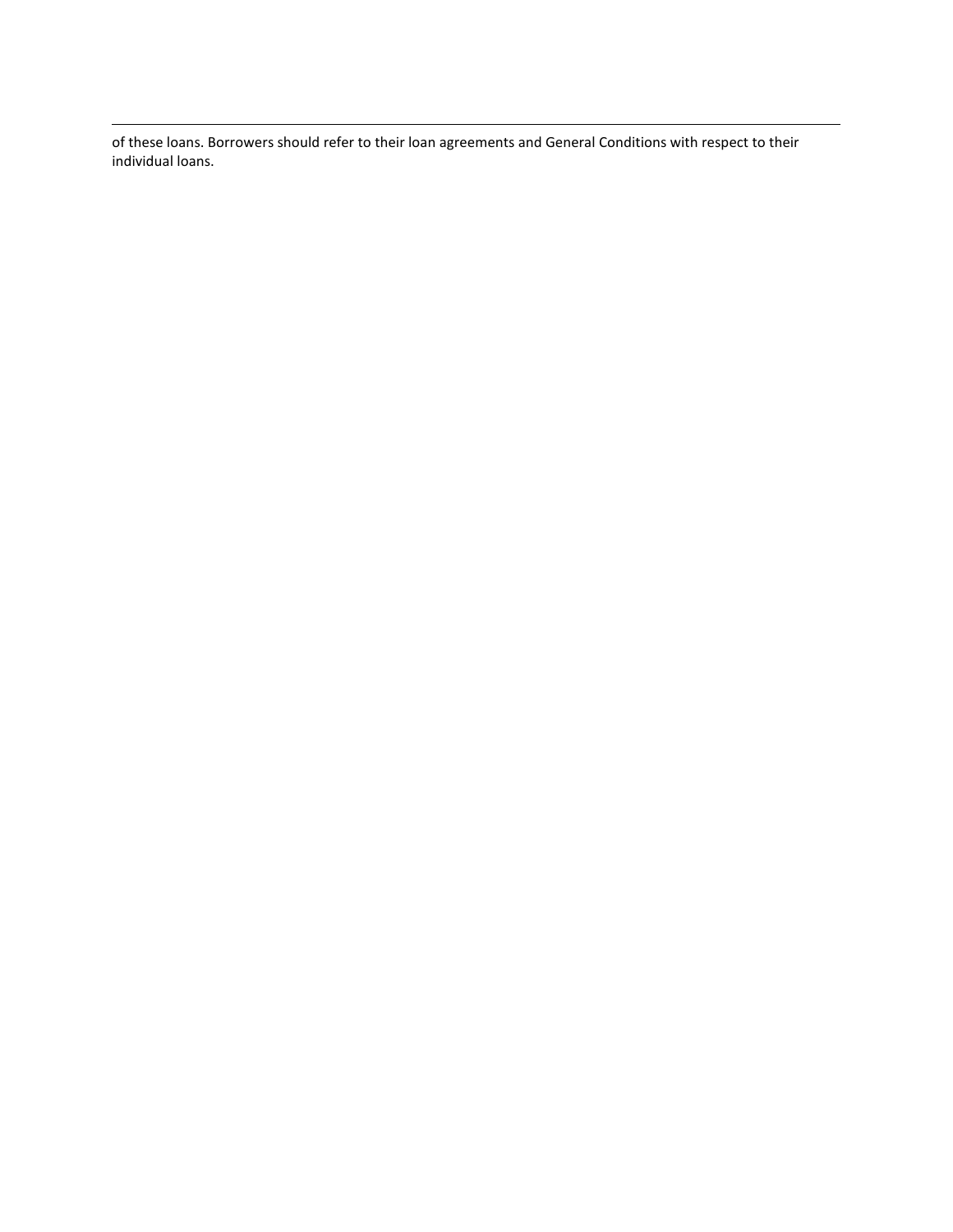of these loans. Borrowers should refer to their loan agreements and General Conditions with respect to their individual loans.